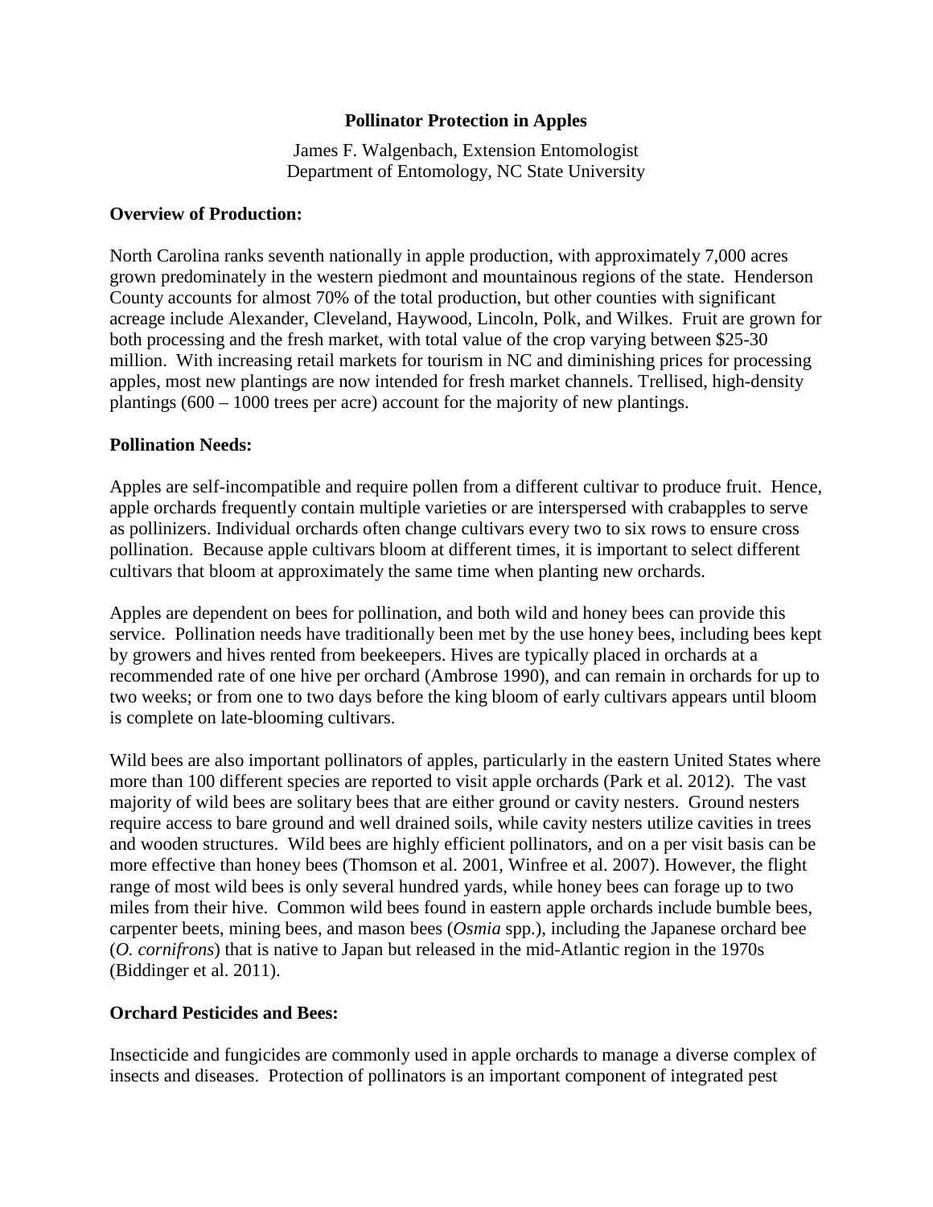# Pollinator Protection in Apples

James F. Walgenbach, Extension Entomologist
Department of Entomology, NC State University

## Overview of Production:

North Carolina ranks seventh nationally in apple production, with approximately 7,000 acres grown predominately in the western piedmont and mountainous regions of the state. Henderson County accounts for almost 70% of the total production, but other counties with significant acreage include Alexander, Cleveland, Haywood, Lincoln, Polk, and Wilkes. Fruit are grown for both processing and the fresh market, with total value of the crop varying between $25-30 million. With increasing retail markets for tourism in NC and diminishing prices for processing apples, most new plantings are now intended for fresh market channels. Trellised, high-density plantings (600 – 1000 trees per acre) account for the majority of new plantings.

## Pollination Needs:

Apples are self-incompatible and require pollen from a different cultivar to produce fruit. Hence, apple orchards frequently contain multiple varieties or are interspersed with crabapples to serve as pollinizers. Individual orchards often change cultivars every two to six rows to ensure cross pollination. Because apple cultivars bloom at different times, it is important to select different cultivars that bloom at approximately the same time when planting new orchards.

Apples are dependent on bees for pollination, and both wild and honey bees can provide this service. Pollination needs have traditionally been met by the use honey bees, including bees kept by growers and hives rented from beekeepers. Hives are typically placed in orchards at a recommended rate of one hive per orchard (Ambrose 1990), and can remain in orchards for up to two weeks; or from one to two days before the king bloom of early cultivars appears until bloom is complete on late-blooming cultivars.

Wild bees are also important pollinators of apples, particularly in the eastern United States where more than 100 different species are reported to visit apple orchards (Park et al. 2012). The vast majority of wild bees are solitary bees that are either ground or cavity nesters. Ground nesters require access to bare ground and well drained soils, while cavity nesters utilize cavities in trees and wooden structures. Wild bees are highly efficient pollinators, and on a per visit basis can be more effective than honey bees (Thomson et al. 2001, Winfree et al. 2007). However, the flight range of most wild bees is only several hundred yards, while honey bees can forage up to two miles from their hive. Common wild bees found in eastern apple orchards include bumble bees, carpenter beets, mining bees, and mason bees (*Osmia* spp.), including the Japanese orchard bee (*O. cornifrons*) that is native to Japan but released in the mid-Atlantic region in the 1970s (Biddinger et al. 2011).

## Orchard Pesticides and Bees:

Insecticide and fungicides are commonly used in apple orchards to manage a diverse complex of insects and diseases. Protection of pollinators is an important component of integrated pest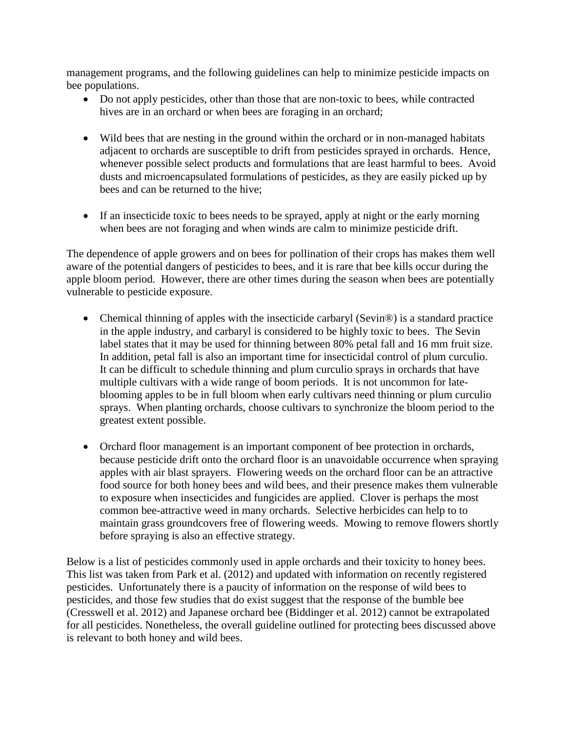management programs, and the following guidelines can help to minimize pesticide impacts on bee populations.

- Do not apply pesticides, other than those that are non-toxic to bees, while contracted hives are in an orchard or when bees are foraging in an orchard;

- Wild bees that are nesting in the ground within the orchard or in non-managed habitats adjacent to orchards are susceptible to drift from pesticides sprayed in orchards. Hence, whenever possible select products and formulations that are least harmful to bees. Avoid dusts and microencapsulated formulations of pesticides, as they are easily picked up by bees and can be returned to the hive;

- If an insecticide toxic to bees needs to be sprayed, apply at night or the early morning when bees are not foraging and when winds are calm to minimize pesticide drift.

The dependence of apple growers and on bees for pollination of their crops has makes them well aware of the potential dangers of pesticides to bees, and it is rare that bee kills occur during the apple bloom period. However, there are other times during the season when bees are potentially vulnerable to pesticide exposure.

- Chemical thinning of apples with the insecticide carbaryl (Sevin®) is a standard practice in the apple industry, and carbaryl is considered to be highly toxic to bees. The Sevin label states that it may be used for thinning between 80% petal fall and 16 mm fruit size. In addition, petal fall is also an important time for insecticidal control of plum curculio. It can be difficult to schedule thinning and plum curculio sprays in orchards that have multiple cultivars with a wide range of boom periods. It is not uncommon for late-blooming apples to be in full bloom when early cultivars need thinning or plum curculio sprays. When planting orchards, choose cultivars to synchronize the bloom period to the greatest extent possible.

- Orchard floor management is an important component of bee protection in orchards, because pesticide drift onto the orchard floor is an unavoidable occurrence when spraying apples with air blast sprayers. Flowering weeds on the orchard floor can be an attractive food source for both honey bees and wild bees, and their presence makes them vulnerable to exposure when insecticides and fungicides are applied. Clover is perhaps the most common bee-attractive weed in many orchards. Selective herbicides can help to to maintain grass groundcovers free of flowering weeds. Mowing to remove flowers shortly before spraying is also an effective strategy.

Below is a list of pesticides commonly used in apple orchards and their toxicity to honey bees. This list was taken from Park et al. (2012) and updated with information on recently registered pesticides. Unfortunately there is a paucity of information on the response of wild bees to pesticides, and those few studies that do exist suggest that the response of the bumble bee (Cresswell et al. 2012) and Japanese orchard bee (Biddinger et al. 2012) cannot be extrapolated for all pesticides. Nonetheless, the overall guideline outlined for protecting bees discussed above is relevant to both honey and wild bees.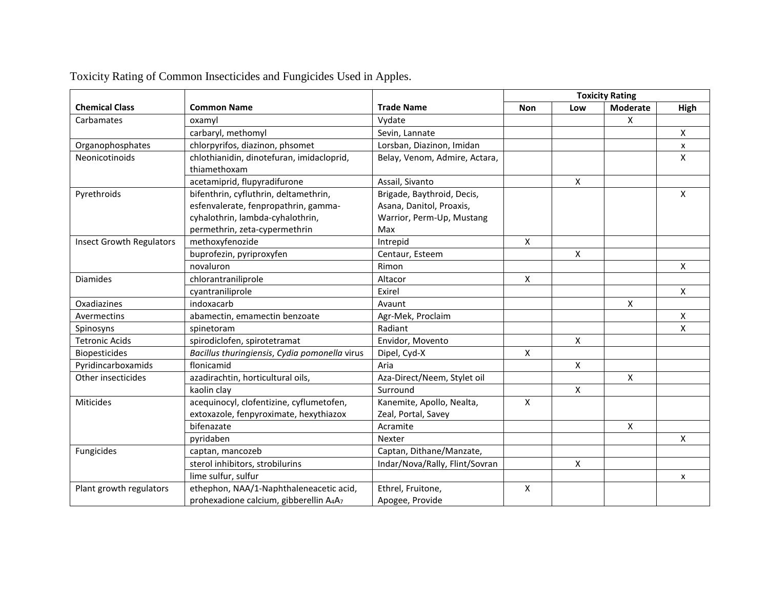Toxicity Rating of Common Insecticides and Fungicides Used in Apples.

| Chemical Class | Common Name | Trade Name | Toxicity Rating | | | |
|---|---|---|---|---|---|---|
| | | | Non | Low | Moderate | High |
| Carbamates | oxamyl | Vydate | | | X | |
| | carbaryl, methomyl | Sevin, Lannate | | | | X |
| Organophosphates | chlorpyrifos, diazinon, phsomet | Lorsban, Diazinon, Imidan | | | | x |
| Neonicotinoids | chlothianidin, dinotefuran, imidacloprid, thiamethoxam | Belay, Venom, Admire, Actara, | | | | X |
| | acetamiprid, flupyradifurone | Assail, Sivanto | | X | | |
| Pyrethroids | bifenthrin, cyfluthrin, deltamethrin, esfenvalerate, fenpropathrin, gamma-cyhalothrin, lambda-cyhalothrin, permethrin, zeta-cypermethrin | Brigade, Baythroid, Decis, Asana, Danitol, Proaxis, Warrior, Perm-Up, Mustang Max | | | | X |
| Insect Growth Regulators | methoxyfenozide | Intrepid | X | | | |
| | buprofezin, pyriproxyfen | Centaur, Esteem | | X | | |
| | novaluron | Rimon | | | | X |
| Diamides | chlorantraniliprole | Altacor | X | | | |
| | cyantraniliprole | Exirel | | | | X |
| Oxadiazines | indoxacarb | Avaunt | | | X | |
| Avermectins | abamectin, emamectin benzoate | Agr-Mek, Proclaim | | | | X |
| Spinosyns | spinetoram | Radiant | | | | X |
| Tetronic Acids | spirodiclofen, spirotetramat | Envidor, Movento | | X | | |
| Biopesticides | *Bacillus thuringiensis*, *Cydia pomonella* virus | Dipel, Cyd-X | X | | | |
| Pyridincarboxamids | flonicamid | Aria | | X | | |
| Other insecticides | azadirachtin, horticultural oils, | Aza-Direct/Neem, Stylet oil | | | X | |
| | kaolin clay | Surround | | X | | |
| Miticides | acequinocyl, clofentizine, cyflumetofen, extoxazole, fenpyroximate, hexythiazox | Kanemite, Apollo, Nealta, Zeal, Portal, Savey | X | | | |
| | bifenazate | Acramite | | | X | |
| | pyridaben | Nexter | | | | X |
| Fungicides | captan, mancozeb | Captan, Dithane/Manzate, | | | | |
| | sterol inhibitors, strobilurins | Indar/Nova/Rally, Flint/Sovran | | X | | |
| | lime sulfur, sulfur | | | | | x |
| Plant growth regulators | ethephon, NAA/1-Naphthaleneacetic acid, prohexadione calcium, gibberellin $A_4A_7$ | Ethrel, Fruitone, Apogee, Provide | X | | | |